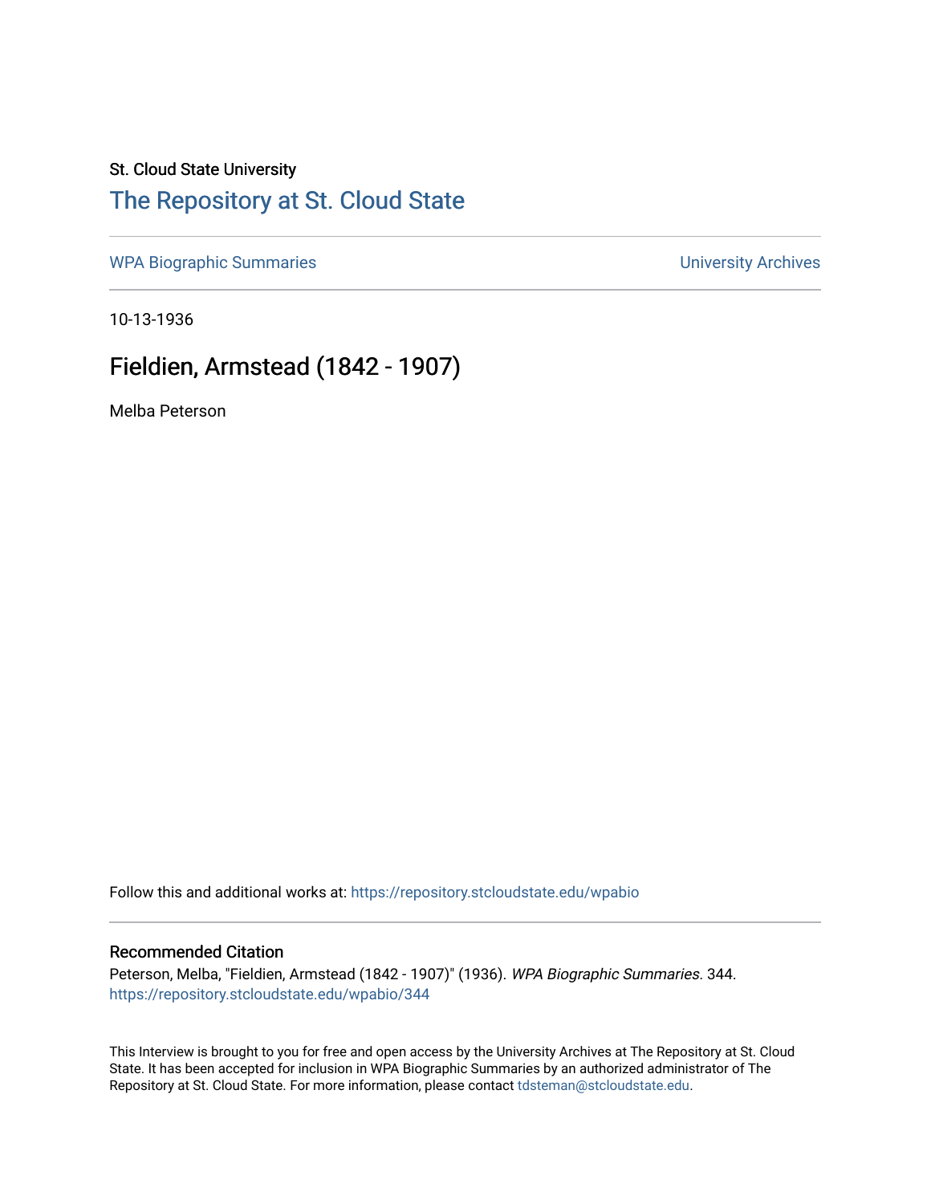St. Cloud State University

# The Repository at St. Cloud State

WPA Biographic Summaries

University Archives

10-13-1936

## Fieldien, Armstead (1842 - 1907)

Melba Peterson

Follow this and additional works at: https://repository.stcloudstate.edu/wpabio

### Recommended Citation

Peterson, Melba, "Fieldien, Armstead (1842 - 1907)" (1936). *WPA Biographic Summaries*. 344.
https://repository.stcloudstate.edu/wpabio/344

This Interview is brought to you for free and open access by the University Archives at The Repository at St. Cloud State. It has been accepted for inclusion in WPA Biographic Summaries by an authorized administrator of The Repository at St. Cloud State. For more information, please contact tdsteman@stcloudstate.edu.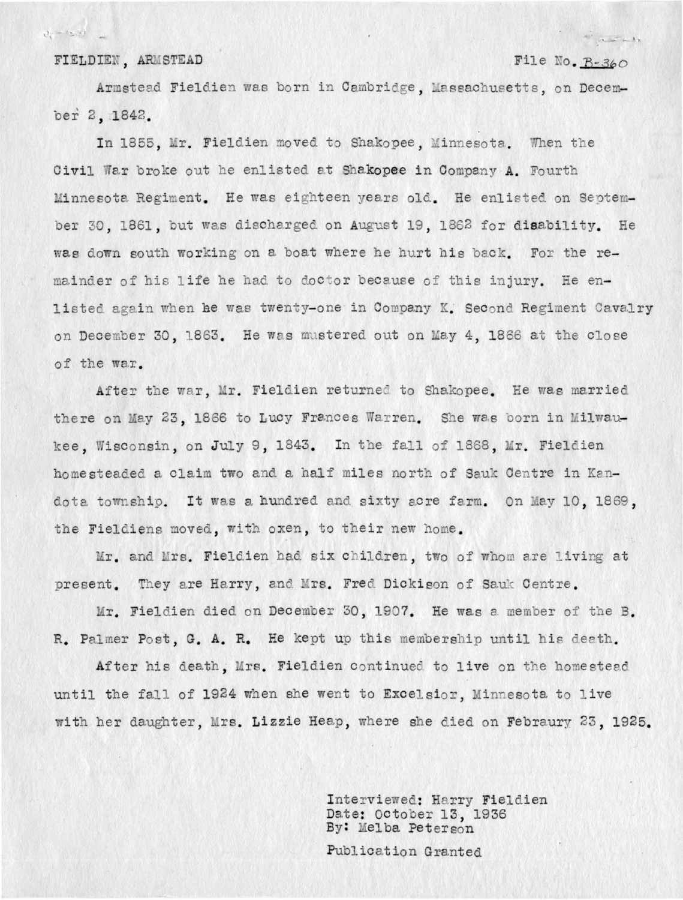FIELDIEN, ARMSTEAD File No. B-360

Armstead Fieldien was born in Cambridge, Massachusetts, on December 2, 1842.

In 1855, Mr. Fieldien moved to Shakopee, Minnesota. When the Civil War broke out he enlisted at Shakopee in Company A. Fourth Minnesota Regiment. He was eighteen years old. He enlisted on September 30, 1861, but was discharged on August 19, 1862 for disability. He was down south working on a boat where he hurt his back. For the remainder of his life he had to doctor because of this injury. He enlisted again when he was twenty-one in Company K. Second Regiment Cavalry on December 30, 1863. He was mustered out on May 4, 1866 at the close of the war.

After the war, Mr. Fieldien returned to Shakopee. He was married there on May 23, 1866 to Lucy Frances Warren. She was born in Milwaukee, Wisconsin, on July 9, 1843. In the fall of 1868, Mr. Fieldien homesteaded a claim two and a half miles north of Sauk Centre in Kandota township. It was a hundred and sixty acre farm. On May 10, 1869, the Fieldiens moved, with oxen, to their new home.

Mr. and Mrs. Fieldien had six children, two of whom are living at present. They are Harry, and Mrs. Fred Dickison of Sauk Centre.

Mr. Fieldien died on December 30, 1907. He was a member of the B. R. Palmer Post, G. A. R. He kept up this membership until his death.

After his death, Mrs. Fieldien continued to live on the homestead until the fall of 1924 when she went to Excelsior, Minnesota to live with her daughter, Mrs. Lizzie Heap, where she died on Febraury 23, 1925.

Interviewed: Harry Fieldien
Date: October 13, 1936
By: Melba Peterson

Publication Granted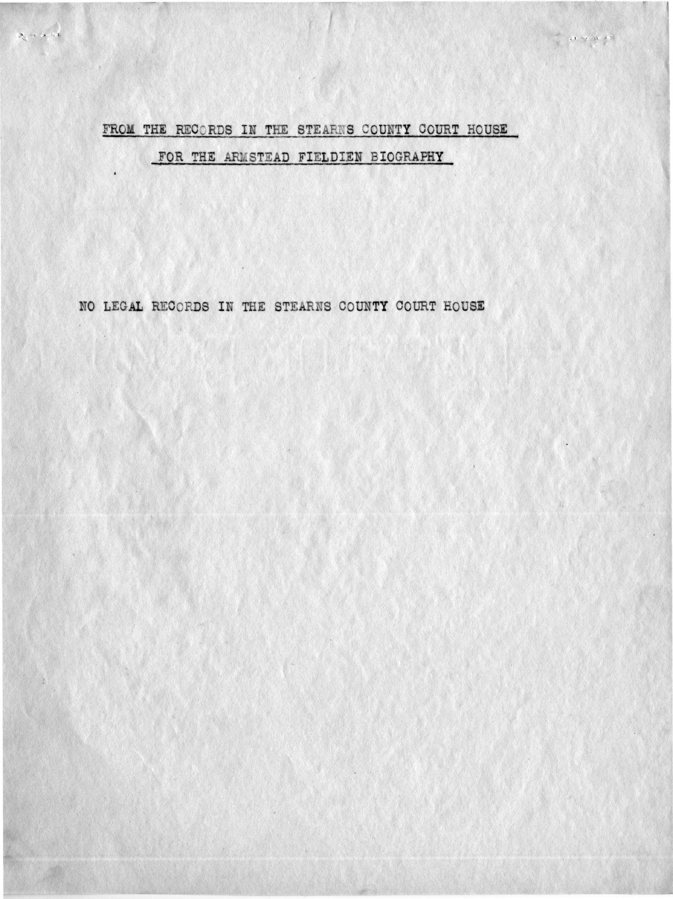FROM THE RECORDS IN THE STEARNS COUNTY COURT HOUSE

FOR THE ARMSTEAD FIELDIEN BIOGRAPHY

NO LEGAL RECORDS IN THE STEARNS COUNTY COURT HOUSE